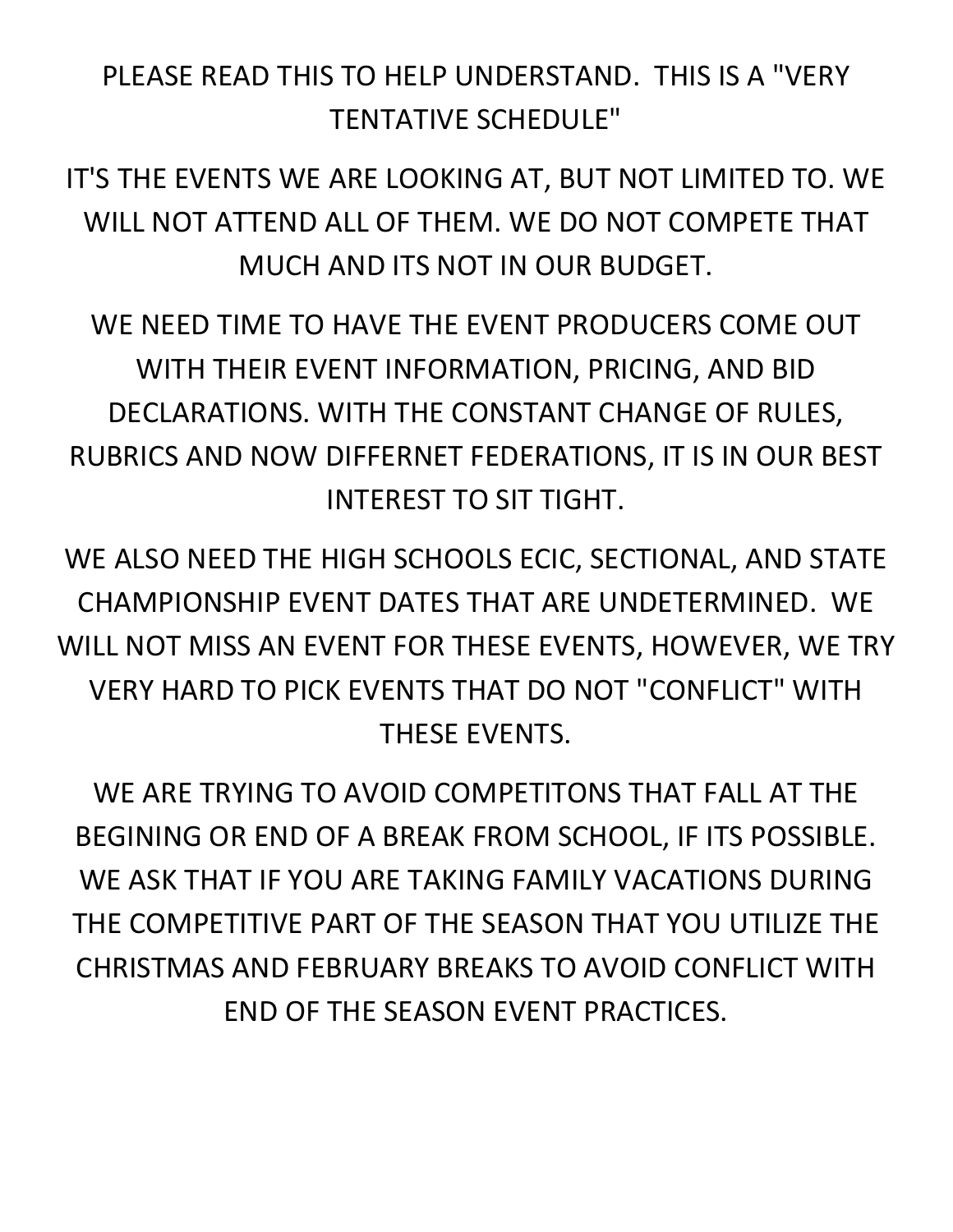PLEASE READ THIS TO HELP UNDERSTAND. THIS IS A "VERY TENTATIVE SCHEDULE"

IT'S THE EVENTS WE ARE LOOKING AT, BUT NOT LIMITED TO. WE WILL NOT ATTEND ALL OF THEM. WE DO NOT COMPETE THAT MUCH AND ITS NOT IN OUR BUDGET.

WE NEED TIME TO HAVE THE EVENT PRODUCERS COME OUT WITH THEIR EVENT INFORMATION, PRICING, AND BID DECLARATIONS. WITH THE CONSTANT CHANGE OF RULES, RUBRICS AND NOW DIFFERNET FEDERATIONS, IT IS IN OUR BEST INTEREST TO SIT TIGHT.

WE ALSO NEED THE HIGH SCHOOLS ECIC, SECTIONAL, AND STATE CHAMPIONSHIP EVENT DATES THAT ARE UNDETERMINED. WE WILL NOT MISS AN EVENT FOR THESE EVENTS, HOWEVER, WE TRY VERY HARD TO PICK EVENTS THAT DO NOT "CONFLICT" WITH THESE EVENTS.

WE ARE TRYING TO AVOID COMPETITONS THAT FALL AT THE BEGINING OR END OF A BREAK FROM SCHOOL, IF ITS POSSIBLE. WE ASK THAT IF YOU ARE TAKING FAMILY VACATIONS DURING THE COMPETITIVE PART OF THE SEASON THAT YOU UTILIZE THE CHRISTMAS AND FEBRUARY BREAKS TO AVOID CONFLICT WITH END OF THE SEASON EVENT PRACTICES.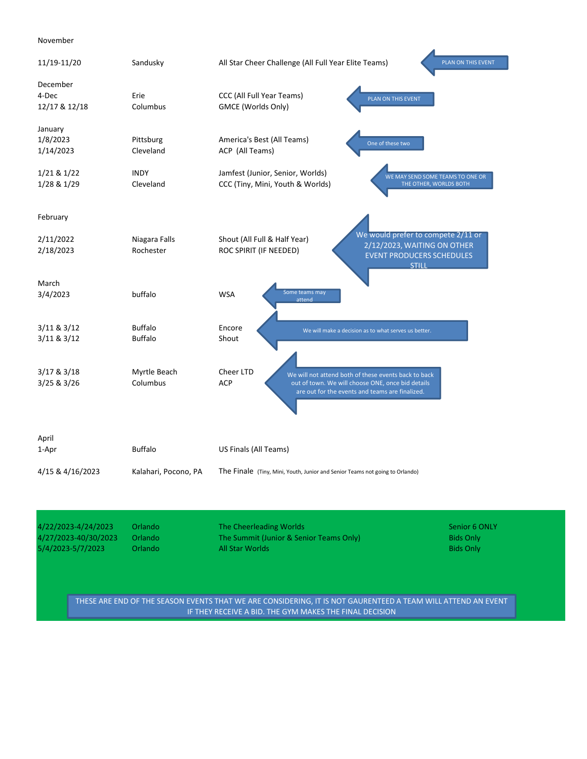November

| | | | |
|---|---|---|---|
| 11/19-11/20 | Sandusky | All Star Cheer Challenge (All Full Year Elite Teams) | PLAN ON THIS EVENT |

December

| | | | |
|---|---|---|---|
| 4-Dec | Erie | CCC (All Full Year Teams) | PLAN ON THIS EVENT |
| 12/17 & 12/18 | Columbus | GMCE (Worlds Only) | |

January

| | | | |
|---|---|---|---|
| 1/8/2023 | Pittsburg | America's Best (All Teams) | One of these two |
| 1/14/2023 | Cleveland | ACP (All Teams) | |
| 1/21 & 1/22 | INDY | Jamfest (Junior, Senior, Worlds) | WE MAY SEND SOME TEAMS TO ONE OR THE OTHER, WORLDS BOTH |
| 1/28 & 1/29 | Cleveland | CCC (Tiny, Mini, Youth & Worlds) | |

February

| | | | |
|---|---|---|---|
| 2/11/2022 | Niagara Falls | Shout (All Full & Half Year) | We would prefer to compete 2/11 or 2/12/2023, WAITING ON OTHER EVENT PRODUCERS SCHEDULES STILL |
| 2/18/2023 | Rochester | ROC SPIRIT (IF NEEDED) | |

March

| | | | |
|---|---|---|---|
| 3/4/2023 | buffalo | WSA | Some teams may attend |
| 3/11 & 3/12 | Buffalo | Encore | We will make a decision as to what serves us better. |
| 3/11 & 3/12 | Buffalo | Shout | |
| 3/17 & 3/18 | Myrtle Beach | Cheer LTD | We will not attend both of these events back to back out of town. We will choose ONE, once bid details are out for the events and teams are finalized. |
| 3/25 & 3/26 | Columbus | ACP | |

April

| | | |
|---|---|---|
| 1-Apr | Buffalo | US Finals (All Teams) |
| 4/15 & 4/16/2023 | Kalahari, Pocono, PA | The Finale (Tiny, Mini, Youth, Junior and Senior Teams not going to Orlando) |

| | | | |
|---|---|---|---|
| 4/22/2023-4/24/2023 | Orlando | The Cheerleading Worlds | Senior 6 ONLY |
| 4/27/2023-40/30/2023 | Orlando | The Summit (Junior & Senior Teams Only) | Bids Only |
| 5/4/2023-5/7/2023 | Orlando | All Star Worlds | Bids Only |

THESE ARE END OF THE SEASON EVENTS THAT WE ARE CONSIDERING, IT IS NOT GAURENTEED A TEAM WILL ATTEND AN EVENT IF THEY RECEIVE A BID. THE GYM MAKES THE FINAL DECISION